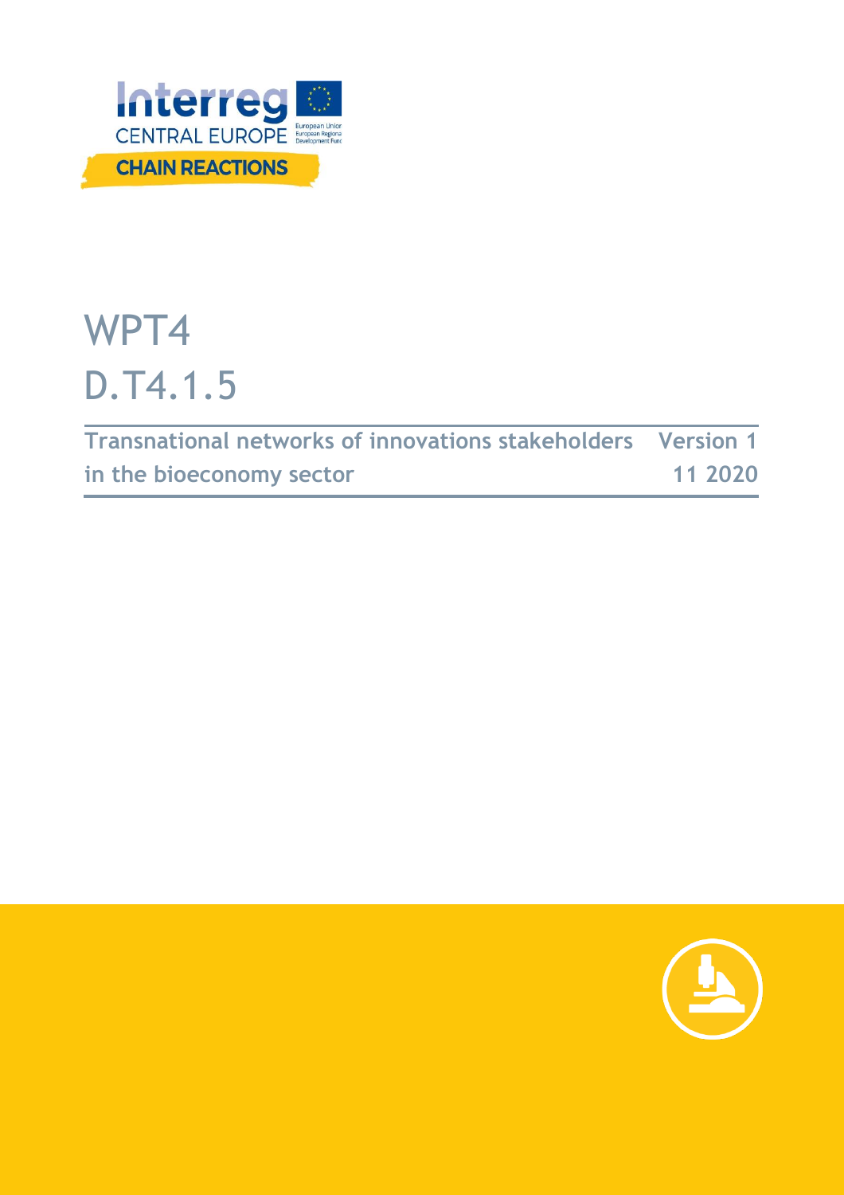Interreg CENTRAL EUROPE

CHAIN REACTIONS

# WPT4

# D.T4.1.5

| Transnational networks of innovations stakeholders in the bioeconomy sector | Version 1 11 2020 |
|---|---|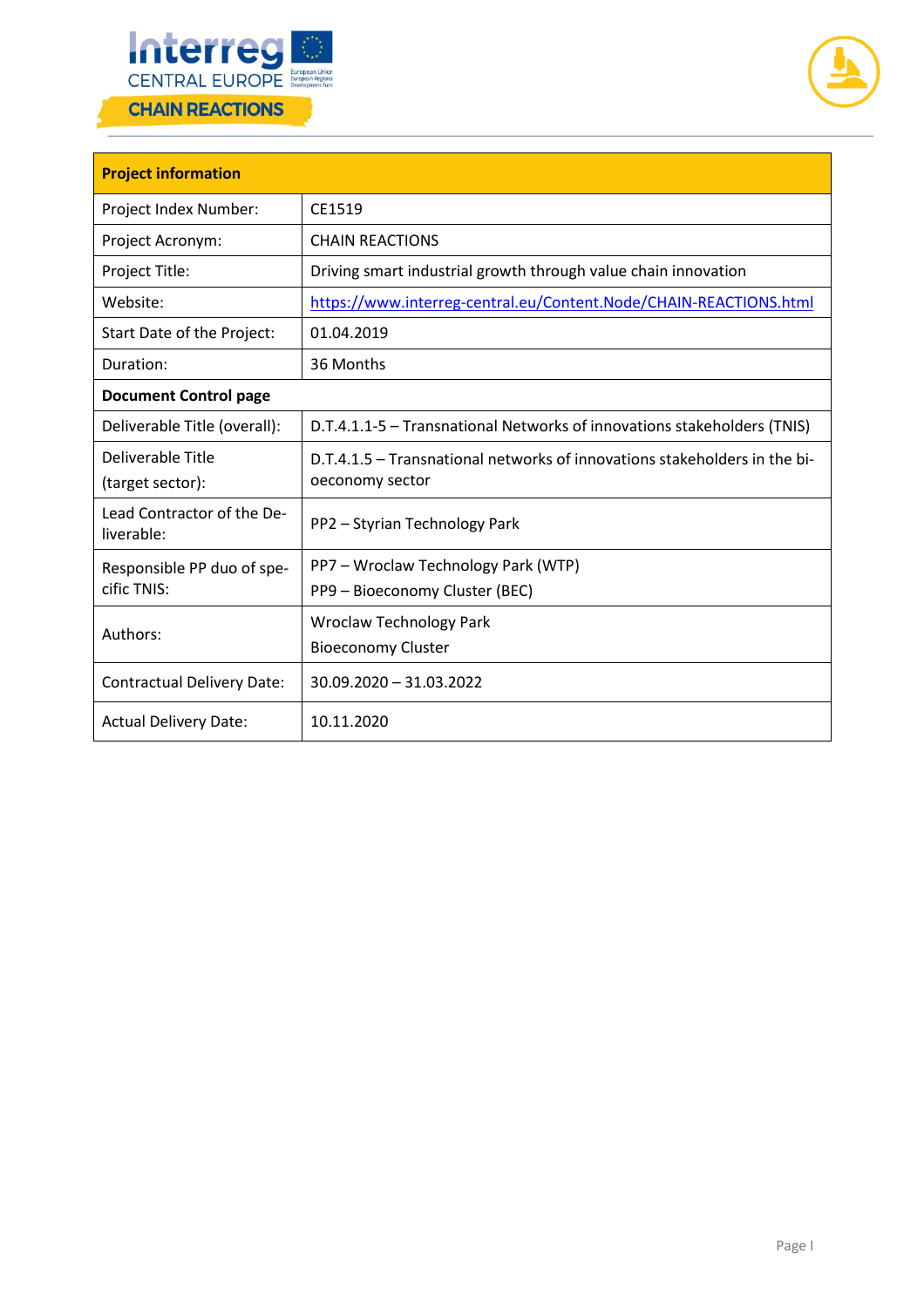| **Project information** | |
| --- | --- |
| Project Index Number: | CE1519 |
| Project Acronym: | CHAIN REACTIONS |
| Project Title: | Driving smart industrial growth through value chain innovation |
| Website: | https://www.interreg-central.eu/Content.Node/CHAIN-REACTIONS.html |
| Start Date of the Project: | 01.04.2019 |
| Duration: | 36 Months |
| **Document Control page** | |
| Deliverable Title (overall): | D.T.4.1.1-5 – Transnational Networks of innovations stakeholders (TNIS) |
| Deliverable Title (target sector): | D.T.4.1.5 – Transnational networks of innovations stakeholders in the bioeconomy sector |
| Lead Contractor of the Deliverable: | PP2 – Styrian Technology Park |
| Responsible PP duo of specific TNIS: | PP7 – Wroclaw Technology Park (WTP)<br>PP9 – Bioeconomy Cluster (BEC) |
| Authors: | Wroclaw Technology Park<br>Bioeconomy Cluster |
| Contractual Delivery Date: | 30.09.2020 – 31.03.2022 |
| Actual Delivery Date: | 10.11.2020 |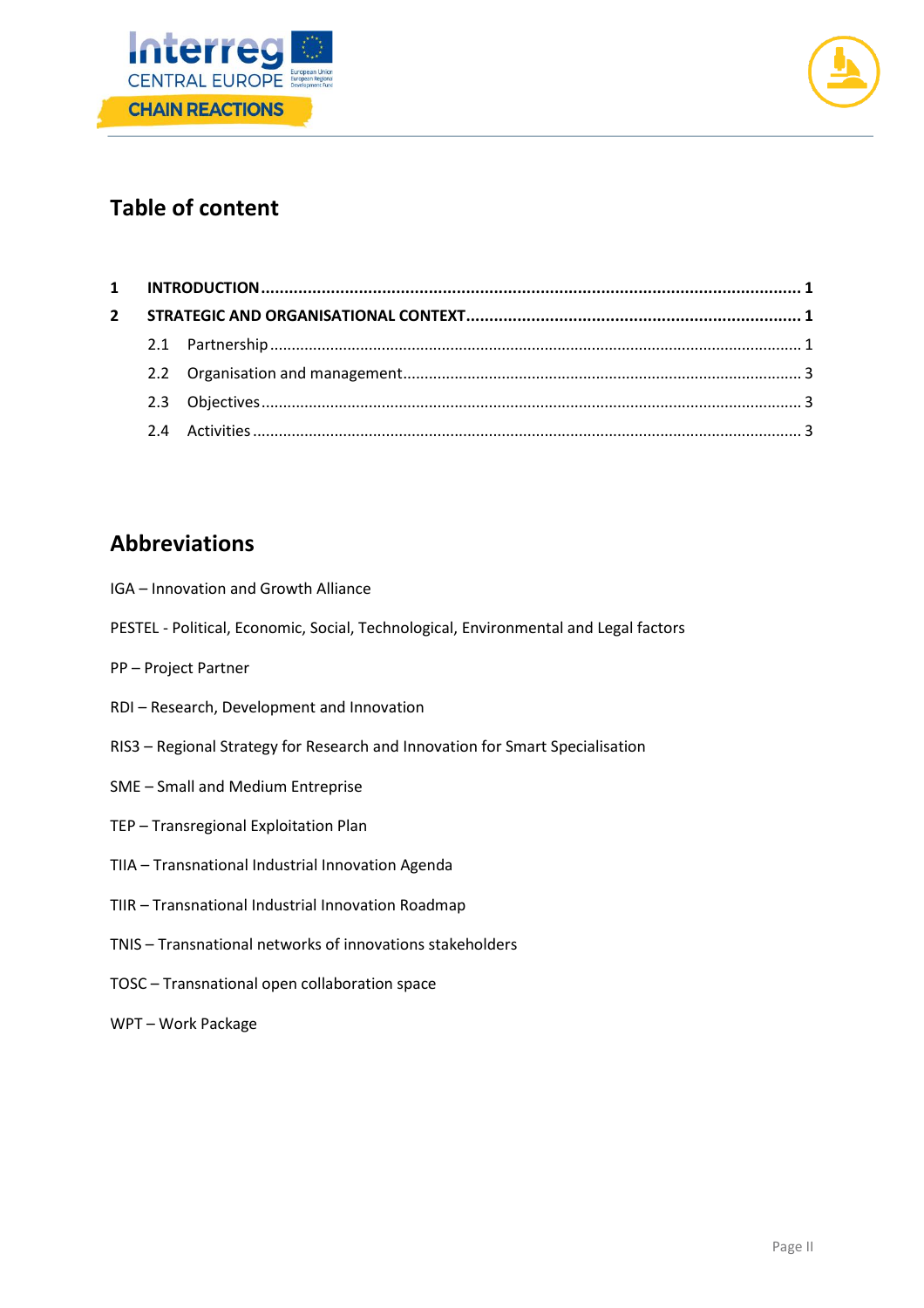## Table of content

| | | |
|---|---|---|
| **1** | **INTRODUCTION** | **1** |
| **2** | **STRATEGIC AND ORGANISATIONAL CONTEXT** | **1** |
| 2.1 | Partnership | 1 |
| 2.2 | Organisation and management | 3 |
| 2.3 | Objectives | 3 |
| 2.4 | Activities | 3 |

## Abbreviations

IGA – Innovation and Growth Alliance

PESTEL - Political, Economic, Social, Technological, Environmental and Legal factors

PP – Project Partner

RDI – Research, Development and Innovation

RIS3 – Regional Strategy for Research and Innovation for Smart Specialisation

SME – Small and Medium Entreprise

TEP – Transregional Exploitation Plan

TIIA – Transnational Industrial Innovation Agenda

TIIR – Transnational Industrial Innovation Roadmap

TNIS – Transnational networks of innovations stakeholders

TOSC – Transnational open collaboration space

WPT – Work Package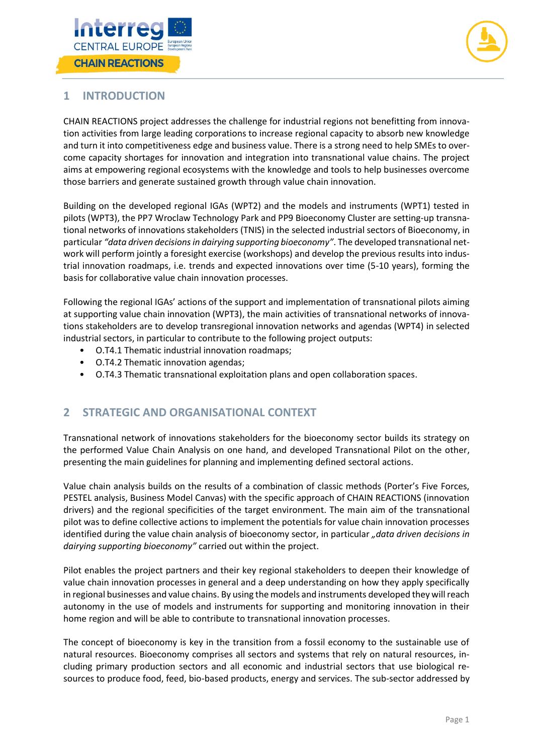# 1 INTRODUCTION

CHAIN REACTIONS project addresses the challenge for industrial regions not benefitting from innovation activities from large leading corporations to increase regional capacity to absorb new knowledge and turn it into competitiveness edge and business value. There is a strong need to help SMEs to overcome capacity shortages for innovation and integration into transnational value chains. The project aims at empowering regional ecosystems with the knowledge and tools to help businesses overcome those barriers and generate sustained growth through value chain innovation.

Building on the developed regional IGAs (WPT2) and the models and instruments (WPT1) tested in pilots (WPT3), the PP7 Wroclaw Technology Park and PP9 Bioeconomy Cluster are setting-up transnational networks of innovations stakeholders (TNIS) in the selected industrial sectors of Bioeconomy, in particular *"data driven decisions in dairying supporting bioeconomy"*. The developed transnational network will perform jointly a foresight exercise (workshops) and develop the previous results into industrial innovation roadmaps, i.e. trends and expected innovations over time (5-10 years), forming the basis for collaborative value chain innovation processes.

Following the regional IGAs' actions of the support and implementation of transnational pilots aiming at supporting value chain innovation (WPT3), the main activities of transnational networks of innovations stakeholders are to develop transregional innovation networks and agendas (WPT4) in selected industrial sectors, in particular to contribute to the following project outputs:

- O.T4.1 Thematic industrial innovation roadmaps;
- O.T4.2 Thematic innovation agendas;
- O.T4.3 Thematic transnational exploitation plans and open collaboration spaces.

# 2 STRATEGIC AND ORGANISATIONAL CONTEXT

Transnational network of innovations stakeholders for the bioeconomy sector builds its strategy on the performed Value Chain Analysis on one hand, and developed Transnational Pilot on the other, presenting the main guidelines for planning and implementing defined sectoral actions.

Value chain analysis builds on the results of a combination of classic methods (Porter's Five Forces, PESTEL analysis, Business Model Canvas) with the specific approach of CHAIN REACTIONS (innovation drivers) and the regional specificities of the target environment. The main aim of the transnational pilot was to define collective actions to implement the potentials for value chain innovation processes identified during the value chain analysis of bioeconomy sector, in particular *„data driven decisions in dairying supporting bioeconomy"* carried out within the project.

Pilot enables the project partners and their key regional stakeholders to deepen their knowledge of value chain innovation processes in general and a deep understanding on how they apply specifically in regional businesses and value chains. By using the models and instruments developed they will reach autonomy in the use of models and instruments for supporting and monitoring innovation in their home region and will be able to contribute to transnational innovation processes.

The concept of bioeconomy is key in the transition from a fossil economy to the sustainable use of natural resources. Bioeconomy comprises all sectors and systems that rely on natural resources, including primary production sectors and all economic and industrial sectors that use biological resources to produce food, feed, bio-based products, energy and services. The sub-sector addressed by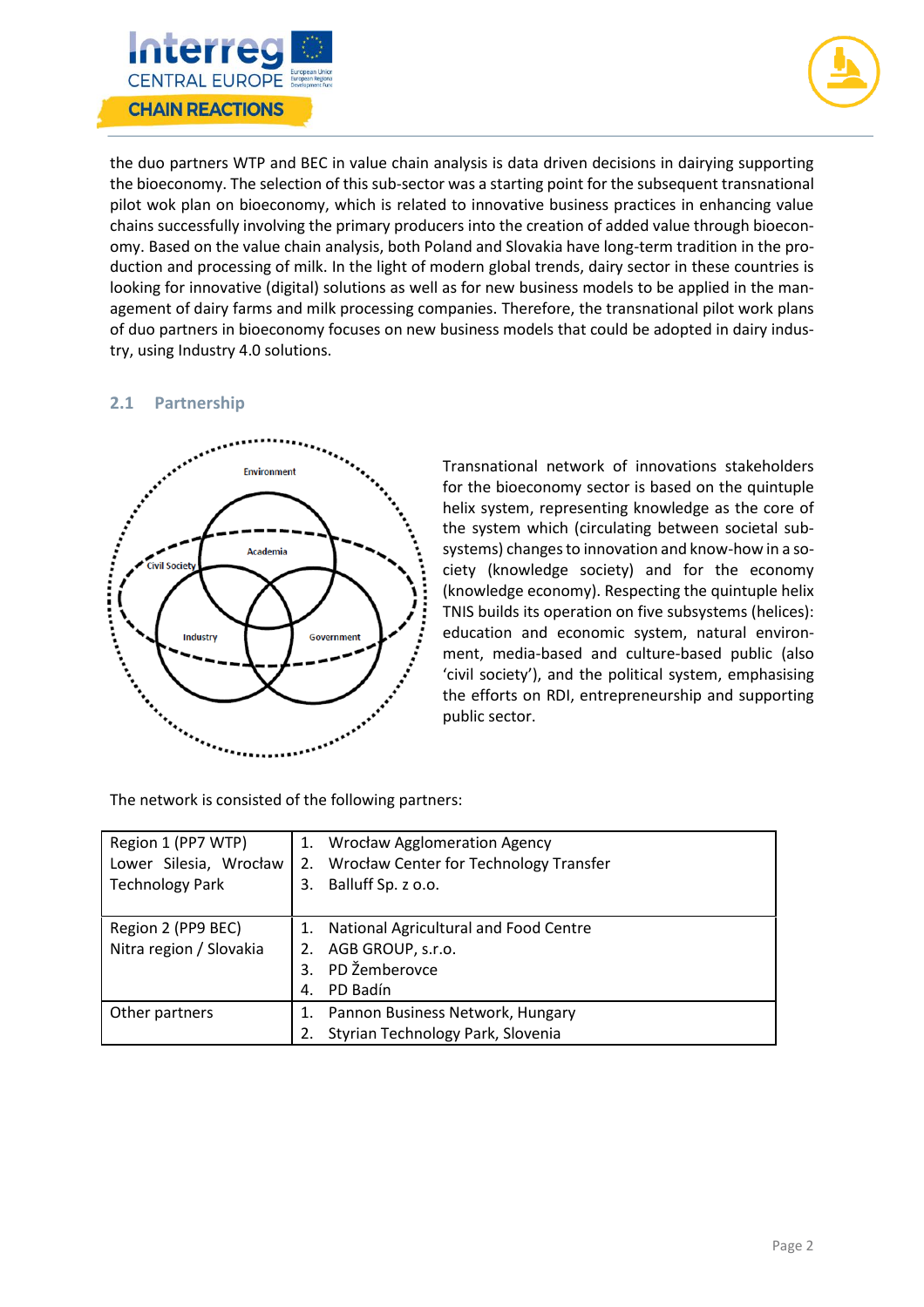the duo partners WTP and BEC in value chain analysis is data driven decisions in dairying supporting the bioeconomy. The selection of this sub-sector was a starting point for the subsequent transnational pilot wok plan on bioeconomy, which is related to innovative business practices in enhancing value chains successfully involving the primary producers into the creation of added value through bioeconomy. Based on the value chain analysis, both Poland and Slovakia have long-term tradition in the production and processing of milk. In the light of modern global trends, dairy sector in these countries is looking for innovative (digital) solutions as well as for new business models to be applied in the management of dairy farms and milk processing companies. Therefore, the transnational pilot work plans of duo partners in bioeconomy focuses on new business models that could be adopted in dairy industry, using Industry 4.0 solutions.

## 2.1 Partnership

Environment

Academia

Civil Society

Industry

Government

Transnational network of innovations stakeholders for the bioeconomy sector is based on the quintuple helix system, representing knowledge as the core of the system which (circulating between societal subsystems) changes to innovation and know-how in a society (knowledge society) and for the economy (knowledge economy). Respecting the quintuple helix TNIS builds its operation on five subsystems (helices): education and economic system, natural environment, media-based and culture-based public (also 'civil society'), and the political system, emphasising the efforts on RDI, entrepreneurship and supporting public sector.

The network is consisted of the following partners:

| Region | Partners |
|---|---|
| Region 1 (PP7 WTP) Lower Silesia, Wrocław Technology Park | 1. Wrocław Agglomeration Agency<br>2. Wrocław Center for Technology Transfer<br>3. Balluff Sp. z o.o. |
| Region 2 (PP9 BEC) Nitra region / Slovakia | 1. National Agricultural and Food Centre<br>2. AGB GROUP, s.r.o.<br>3. PD Žemberovce<br>4. PD Badín |
| Other partners | 1. Pannon Business Network, Hungary<br>2. Styrian Technology Park, Slovenia |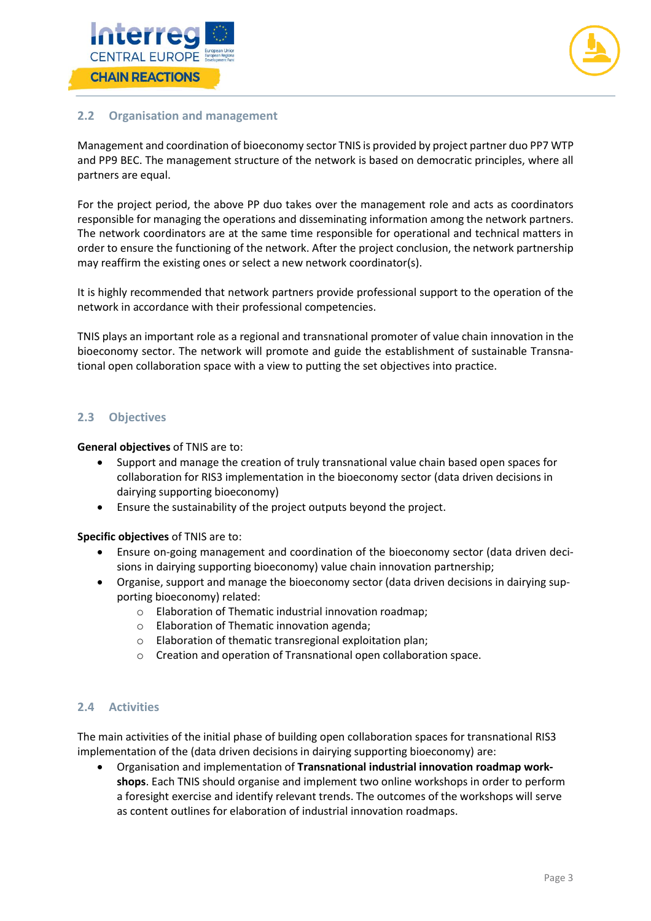## 2.2 Organisation and management

Management and coordination of bioeconomy sector TNIS is provided by project partner duo PP7 WTP and PP9 BEC. The management structure of the network is based on democratic principles, where all partners are equal.

For the project period, the above PP duo takes over the management role and acts as coordinators responsible for managing the operations and disseminating information among the network partners. The network coordinators are at the same time responsible for operational and technical matters in order to ensure the functioning of the network. After the project conclusion, the network partnership may reaffirm the existing ones or select a new network coordinator(s).

It is highly recommended that network partners provide professional support to the operation of the network in accordance with their professional competencies.

TNIS plays an important role as a regional and transnational promoter of value chain innovation in the bioeconomy sector. The network will promote and guide the establishment of sustainable Transnational open collaboration space with a view to putting the set objectives into practice.

## 2.3 Objectives

**General objectives** of TNIS are to:

- Support and manage the creation of truly transnational value chain based open spaces for collaboration for RIS3 implementation in the bioeconomy sector (data driven decisions in dairying supporting bioeconomy)
- Ensure the sustainability of the project outputs beyond the project.

**Specific objectives** of TNIS are to:

- Ensure on-going management and coordination of the bioeconomy sector (data driven decisions in dairying supporting bioeconomy) value chain innovation partnership;
- Organise, support and manage the bioeconomy sector (data driven decisions in dairying supporting bioeconomy) related:
    - Elaboration of Thematic industrial innovation roadmap;
    - Elaboration of Thematic innovation agenda;
    - Elaboration of thematic transregional exploitation plan;
    - Creation and operation of Transnational open collaboration space.

## 2.4 Activities

The main activities of the initial phase of building open collaboration spaces for transnational RIS3 implementation of the (data driven decisions in dairying supporting bioeconomy) are:

- Organisation and implementation of **Transnational industrial innovation roadmap workshops**. Each TNIS should organise and implement two online workshops in order to perform a foresight exercise and identify relevant trends. The outcomes of the workshops will serve as content outlines for elaboration of industrial innovation roadmaps.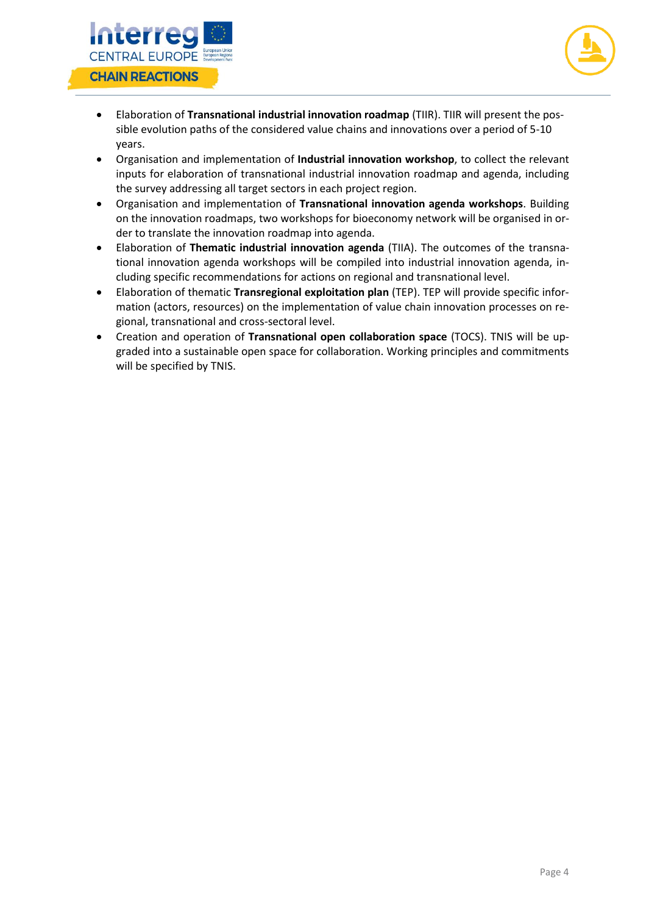- Elaboration of **Transnational industrial innovation roadmap** (TIIR). TIIR will present the possible evolution paths of the considered value chains and innovations over a period of 5-10 years.
- Organisation and implementation of **Industrial innovation workshop**, to collect the relevant inputs for elaboration of transnational industrial innovation roadmap and agenda, including the survey addressing all target sectors in each project region.
- Organisation and implementation of **Transnational innovation agenda workshops**. Building on the innovation roadmaps, two workshops for bioeconomy network will be organised in order to translate the innovation roadmap into agenda.
- Elaboration of **Thematic industrial innovation agenda** (TIIA). The outcomes of the transnational innovation agenda workshops will be compiled into industrial innovation agenda, including specific recommendations for actions on regional and transnational level.
- Elaboration of thematic **Transregional exploitation plan** (TEP). TEP will provide specific information (actors, resources) on the implementation of value chain innovation processes on regional, transnational and cross-sectoral level.
- Creation and operation of **Transnational open collaboration space** (TOCS). TNIS will be upgraded into a sustainable open space for collaboration. Working principles and commitments will be specified by TNIS.